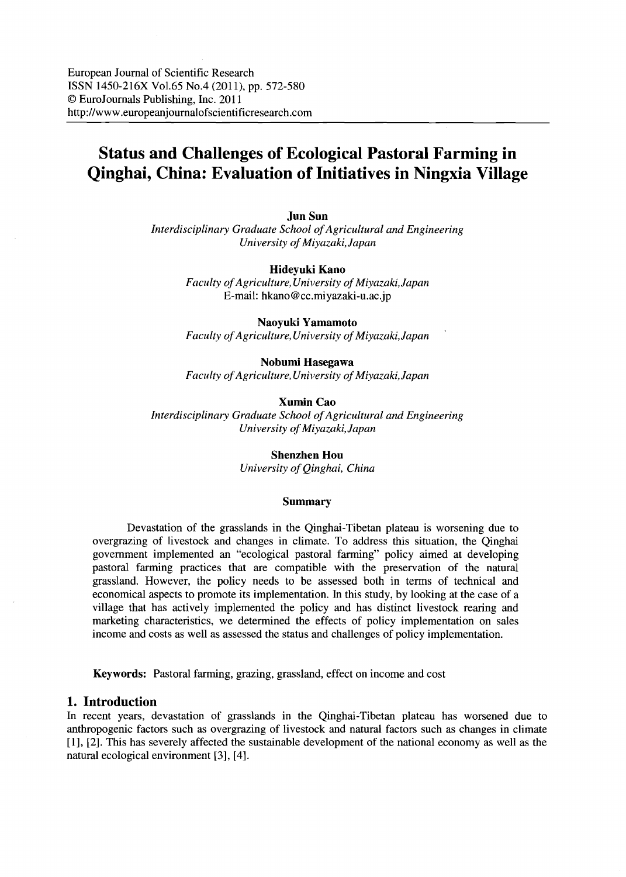# Status and Challenges of Ecological Pastoral Farming in Qinghai, China: Evaluation of Initiatives in Ningxia Village

**Jun Sun**
*Interdisciplinary Graduate School of Agricultural and Engineering*
*University of Miyazaki, Japan*

**Hideyuki Kano**
*Faculty of Agriculture, University of Miyazaki, Japan*
E-mail: hkano@cc.miyazaki-u.ac.jp

**Naoyuki Yamamoto**
*Faculty of Agriculture, University of Miyazaki, Japan*

**Nobumi Hasegawa**
*Faculty of Agriculture, University of Miyazaki, Japan*

**Xumin Cao**
*Interdisciplinary Graduate School of Agricultural and Engineering*
*University of Miyazaki, Japan*

**Shenzhen Hou**
*University of Qinghai, China*

### Summary

Devastation of the grasslands in the Qinghai-Tibetan plateau is worsening due to overgrazing of livestock and changes in climate. To address this situation, the Qinghai government implemented an "ecological pastoral farming" policy aimed at developing pastoral farming practices that are compatible with the preservation of the natural grassland. However, the policy needs to be assessed both in terms of technical and economical aspects to promote its implementation. In this study, by looking at the case of a village that has actively implemented the policy and has distinct livestock rearing and marketing characteristics, we determined the effects of policy implementation on sales income and costs as well as assessed the status and challenges of policy implementation.

**Keywords:** Pastoral farming, grazing, grassland, effect on income and cost

## 1. Introduction

In recent years, devastation of grasslands in the Qinghai-Tibetan plateau has worsened due to anthropogenic factors such as overgrazing of livestock and natural factors such as changes in climate [1], [2]. This has severely affected the sustainable development of the national economy as well as the natural ecological environment [3], [4].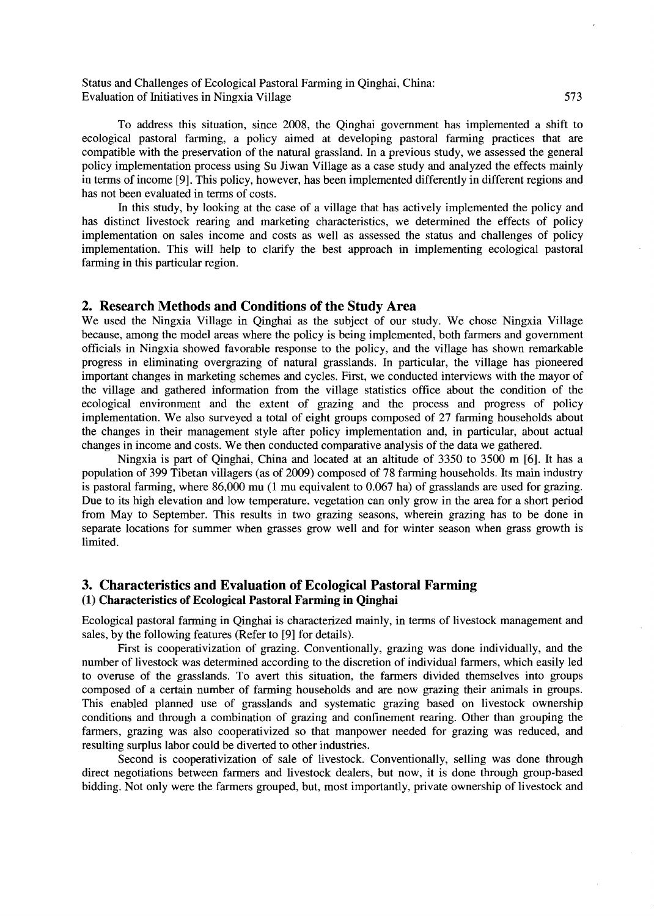To address this situation, since 2008, the Qinghai government has implemented a shift to ecological pastoral farming, a policy aimed at developing pastoral farming practices that are compatible with the preservation of the natural grassland. In a previous study, we assessed the general policy implementation process using Su Jiwan Village as a case study and analyzed the effects mainly in terms of income [9]. This policy, however, has been implemented differently in different regions and has not been evaluated in terms of costs.

In this study, by looking at the case of a village that has actively implemented the policy and has distinct livestock rearing and marketing characteristics, we determined the effects of policy implementation on sales income and costs as well as assessed the status and challenges of policy implementation. This will help to clarify the best approach in implementing ecological pastoral farming in this particular region.

## 2. Research Methods and Conditions of the Study Area

We used the Ningxia Village in Qinghai as the subject of our study. We chose Ningxia Village because, among the model areas where the policy is being implemented, both farmers and government officials in Ningxia showed favorable response to the policy, and the village has shown remarkable progress in eliminating overgrazing of natural grasslands. In particular, the village has pioneered important changes in marketing schemes and cycles. First, we conducted interviews with the mayor of the village and gathered information from the village statistics office about the condition of the ecological environment and the extent of grazing and the process and progress of policy implementation. We also surveyed a total of eight groups composed of 27 farming households about the changes in their management style after policy implementation and, in particular, about actual changes in income and costs. We then conducted comparative analysis of the data we gathered.

Ningxia is part of Qinghai, China and located at an altitude of 3350 to 3500 m [6]. It has a population of 399 Tibetan villagers (as of 2009) composed of 78 farming households. Its main industry is pastoral farming, where 86,000 mu (1 mu equivalent to 0.067 ha) of grasslands are used for grazing. Due to its high elevation and low temperature, vegetation can only grow in the area for a short period from May to September. This results in two grazing seasons, wherein grazing has to be done in separate locations for summer when grasses grow well and for winter season when grass growth is limited.

## 3. Characteristics and Evaluation of Ecological Pastoral Farming

### (1) Characteristics of Ecological Pastoral Farming in Qinghai

Ecological pastoral farming in Qinghai is characterized mainly, in terms of livestock management and sales, by the following features (Refer to [9] for details).

First is cooperativization of grazing. Conventionally, grazing was done individually, and the number of livestock was determined according to the discretion of individual farmers, which easily led to overuse of the grasslands. To avert this situation, the farmers divided themselves into groups composed of a certain number of farming households and are now grazing their animals in groups. This enabled planned use of grasslands and systematic grazing based on livestock ownership conditions and through a combination of grazing and confinement rearing. Other than grouping the farmers, grazing was also cooperativized so that manpower needed for grazing was reduced, and resulting surplus labor could be diverted to other industries.

Second is cooperativization of sale of livestock. Conventionally, selling was done through direct negotiations between farmers and livestock dealers, but now, it is done through group-based bidding. Not only were the farmers grouped, but, most importantly, private ownership of livestock and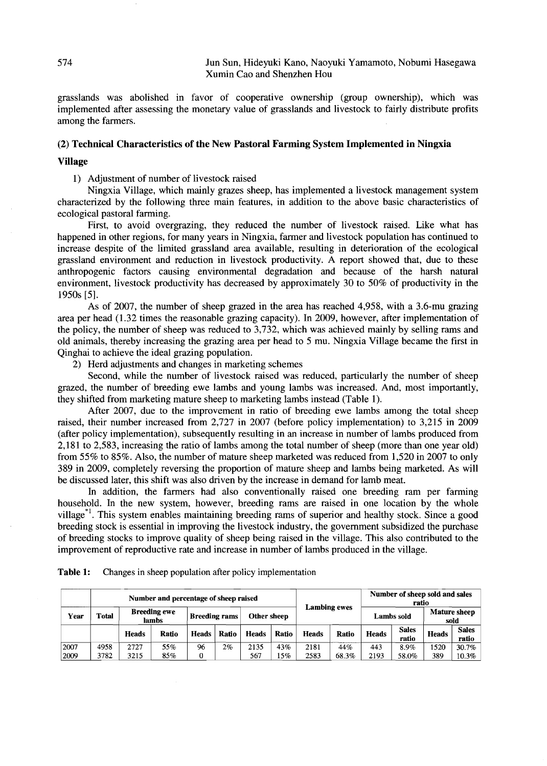grasslands was abolished in favor of cooperative ownership (group ownership), which was implemented after assessing the monetary value of grasslands and livestock to fairly distribute profits among the farmers.

### (2) Technical Characteristics of the New Pastoral Farming System Implemented in Ningxia Village

1) Adjustment of number of livestock raised

Ningxia Village, which mainly grazes sheep, has implemented a livestock management system characterized by the following three main features, in addition to the above basic characteristics of ecological pastoral farming.

First, to avoid overgrazing, they reduced the number of livestock raised. Like what has happened in other regions, for many years in Ningxia, farmer and livestock population has continued to increase despite of the limited grassland area available, resulting in deterioration of the ecological grassland environment and reduction in livestock productivity. A report showed that, due to these anthropogenic factors causing environmental degradation and because of the harsh natural environment, livestock productivity has decreased by approximately 30 to 50% of productivity in the 1950s [5].

As of 2007, the number of sheep grazed in the area has reached 4,958, with a 3.6-mu grazing area per head (1.32 times the reasonable grazing capacity). In 2009, however, after implementation of the policy, the number of sheep was reduced to 3,732, which was achieved mainly by selling rams and old animals, thereby increasing the grazing area per head to 5 mu. Ningxia Village became the first in Qinghai to achieve the ideal grazing population.

2) Herd adjustments and changes in marketing schemes

Second, while the number of livestock raised was reduced, particularly the number of sheep grazed, the number of breeding ewe lambs and young lambs was increased. And, most importantly, they shifted from marketing mature sheep to marketing lambs instead (Table 1).

After 2007, due to the improvement in ratio of breeding ewe lambs among the total sheep raised, their number increased from 2,727 in 2007 (before policy implementation) to 3,215 in 2009 (after policy implementation), subsequently resulting in an increase in number of lambs produced from 2,181 to 2,583, increasing the ratio of lambs among the total number of sheep (more than one year old) from 55% to 85%. Also, the number of mature sheep marketed was reduced from 1,520 in 2007 to only 389 in 2009, completely reversing the proportion of mature sheep and lambs being marketed. As will be discussed later, this shift was also driven by the increase in demand for lamb meat.

In addition, the farmers had also conventionally raised one breeding ram per farming household. In the new system, however, breeding rams are raised in one location by the whole village[*1]. This system enables maintaining breeding rams of superior and healthy stock. Since a good breeding stock is essential in improving the livestock industry, the government subsidized the purchase of breeding stocks to improve quality of sheep being raised in the village. This also contributed to the improvement of reproductive rate and increase in number of lambs produced in the village.

**Table 1:** Changes in sheep population after policy implementation

| | Number and percentage of sheep raised | | | | | | | Lambing ewes | | Number of sheep sold and sales ratio | | | |
|---|---|---|---|---|---|---|---|---|---|---|---|---|---|
| Year | Total | Breeding ewe lambs | | Breeding rams | | Other sheep | | | | Lambs sold | | Mature sheep sold | |
| | | Heads | Ratio | Heads | Ratio | Heads | Ratio | Heads | Ratio | Heads | Sales ratio | Heads | Sales ratio |
| 2007 | 4958 | 2727 | 55% | 96 | 2% | 2135 | 43% | 2181 | 44% | 443 | 8.9% | 1520 | 30.7% |
| 2009 | 3782 | 3215 | 85% | 0 | | 567 | 15% | 2583 | 68.3% | 2193 | 58.0% | 389 | 10.3% |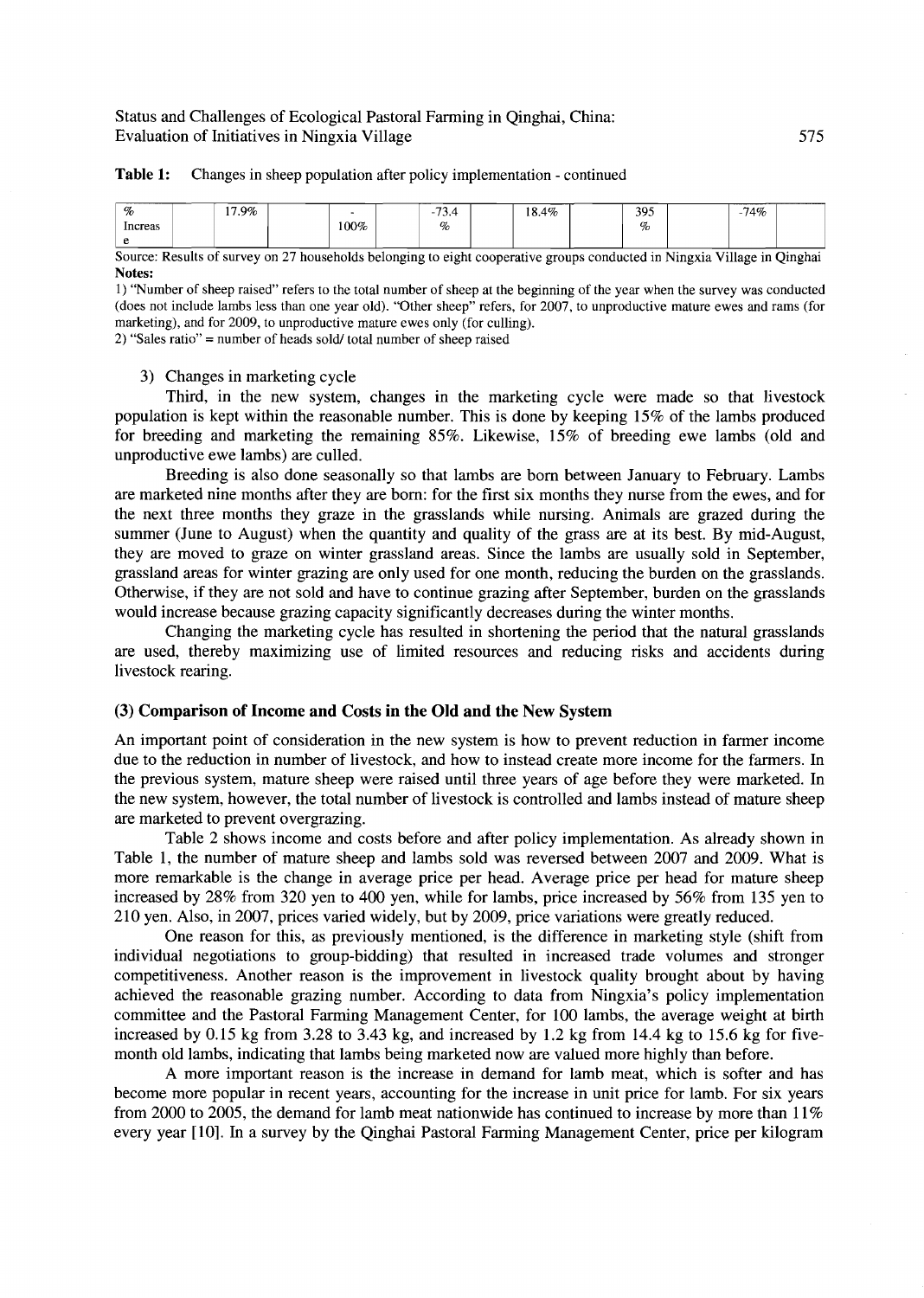**Table 1:** Changes in sheep population after policy implementation - continued

| % Increase | 17.9% | | -100% | | -73.4% | | 18.4% | | 395% | | -74% | |
|---|---|---|---|---|---|---|---|---|---|---|---|---|

Source: Results of survey on 27 households belonging to eight cooperative groups conducted in Ningxia Village in Qinghai

**Notes:**

1) "Number of sheep raised" refers to the total number of sheep at the beginning of the year when the survey was conducted (does not include lambs less than one year old). "Other sheep" refers, for 2007, to unproductive mature ewes and rams (for marketing), and for 2009, to unproductive mature ewes only (for culling).

2) "Sales ratio" = number of heads sold/ total number of sheep raised

3) Changes in marketing cycle

Third, in the new system, changes in the marketing cycle were made so that livestock population is kept within the reasonable number. This is done by keeping 15% of the lambs produced for breeding and marketing the remaining 85%. Likewise, 15% of breeding ewe lambs (old and unproductive ewe lambs) are culled.

Breeding is also done seasonally so that lambs are born between January to February. Lambs are marketed nine months after they are born: for the first six months they nurse from the ewes, and for the next three months they graze in the grasslands while nursing. Animals are grazed during the summer (June to August) when the quantity and quality of the grass are at its best. By mid-August, they are moved to graze on winter grassland areas. Since the lambs are usually sold in September, grassland areas for winter grazing are only used for one month, reducing the burden on the grasslands. Otherwise, if they are not sold and have to continue grazing after September, burden on the grasslands would increase because grazing capacity significantly decreases during the winter months.

Changing the marketing cycle has resulted in shortening the period that the natural grasslands are used, thereby maximizing use of limited resources and reducing risks and accidents during livestock rearing.

### (3) Comparison of Income and Costs in the Old and the New System

An important point of consideration in the new system is how to prevent reduction in farmer income due to the reduction in number of livestock, and how to instead create more income for the farmers. In the previous system, mature sheep were raised until three years of age before they were marketed. In the new system, however, the total number of livestock is controlled and lambs instead of mature sheep are marketed to prevent overgrazing.

Table 2 shows income and costs before and after policy implementation. As already shown in Table 1, the number of mature sheep and lambs sold was reversed between 2007 and 2009. What is more remarkable is the change in average price per head. Average price per head for mature sheep increased by 28% from 320 yen to 400 yen, while for lambs, price increased by 56% from 135 yen to 210 yen. Also, in 2007, prices varied widely, but by 2009, price variations were greatly reduced.

One reason for this, as previously mentioned, is the difference in marketing style (shift from individual negotiations to group-bidding) that resulted in increased trade volumes and stronger competitiveness. Another reason is the improvement in livestock quality brought about by having achieved the reasonable grazing number. According to data from Ningxia's policy implementation committee and the Pastoral Farming Management Center, for 100 lambs, the average weight at birth increased by 0.15 kg from 3.28 to 3.43 kg, and increased by 1.2 kg from 14.4 kg to 15.6 kg for five-month old lambs, indicating that lambs being marketed now are valued more highly than before.

A more important reason is the increase in demand for lamb meat, which is softer and has become more popular in recent years, accounting for the increase in unit price for lamb. For six years from 2000 to 2005, the demand for lamb meat nationwide has continued to increase by more than 11% every year [10]. In a survey by the Qinghai Pastoral Farming Management Center, price per kilogram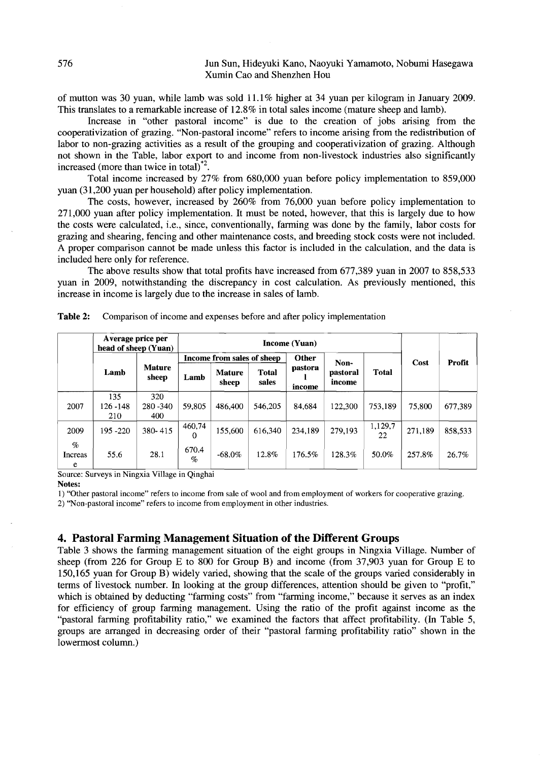of mutton was 30 yuan, while lamb was sold 11.1% higher at 34 yuan per kilogram in January 2009. This translates to a remarkable increase of 12.8% in total sales income (mature sheep and lamb).

Increase in "other pastoral income" is due to the creation of jobs arising from the cooperativization of grazing. "Non-pastoral income" refers to income arising from the redistribution of labor to non-grazing activities as a result of the grouping and cooperativization of grazing. Although not shown in the Table, labor export to and income from non-livestock industries also significantly increased (more than twice in total)*2.

Total income increased by 27% from 680,000 yuan before policy implementation to 859,000 yuan (31,200 yuan per household) after policy implementation.

The costs, however, increased by 260% from 76,000 yuan before policy implementation to 271,000 yuan after policy implementation. It must be noted, however, that this is largely due to how the costs were calculated, i.e., since, conventionally, farming was done by the family, labor costs for grazing and shearing, fencing and other maintenance costs, and breeding stock costs were not included. A proper comparison cannot be made unless this factor is included in the calculation, and the data is included here only for reference.

The above results show that total profits have increased from 677,389 yuan in 2007 to 858,533 yuan in 2009, notwithstanding the discrepancy in cost calculation. As previously mentioned, this increase in income is largely due to the increase in sales of lamb.

**Table 2:** Comparison of income and expenses before and after policy implementation

| | Average price per head of sheep (Yuan) | | Income (Yuan) | | | | | | Cost | Profit |
|---|---|---|---|---|---|---|---|---|---|---|
| | | | Income from sales of sheep | | | Other pastoral income | Non-pastoral income | Total | | |
| | Lamb | Mature sheep | Lamb | Mature sheep | Total sales | | | | | |
| 2007 | 135<br>126 -148<br>210 | 320<br>280 -340<br>400 | 59,805 | 486,400 | 546,205 | 84,684 | 122,300 | 753,189 | 75,800 | 677,389 |
| 2009 | 195 -220 | 380- 415 | 460,740 | 155,600 | 616,340 | 234,189 | 279,193 | 1,129,722 | 271,189 | 858,533 |
| % Increase | 55.6 | 28.1 | 670.4% | -68.0% | 12.8% | 176.5% | 128.3% | 50.0% | 257.8% | 26.7% |

Source: Surveys in Ningxia Village in Qinghai

**Notes:**

1) "Other pastoral income" refers to income from sale of wool and from employment of workers for cooperative grazing.

2) "Non-pastoral income" refers to income from employment in other industries.

## 4. Pastoral Farming Management Situation of the Different Groups

Table 3 shows the farming management situation of the eight groups in Ningxia Village. Number of sheep (from 226 for Group E to 800 for Group B) and income (from 37,903 yuan for Group E to 150,165 yuan for Group B) widely varied, showing that the scale of the groups varied considerably in terms of livestock number. In looking at the group differences, attention should be given to "profit," which is obtained by deducting "farming costs" from "farming income," because it serves as an index for efficiency of group farming management. Using the ratio of the profit against income as the "pastoral farming profitability ratio," we examined the factors that affect profitability. (In Table 5, groups are arranged in decreasing order of their "pastoral farming profitability ratio" shown in the lowermost column.)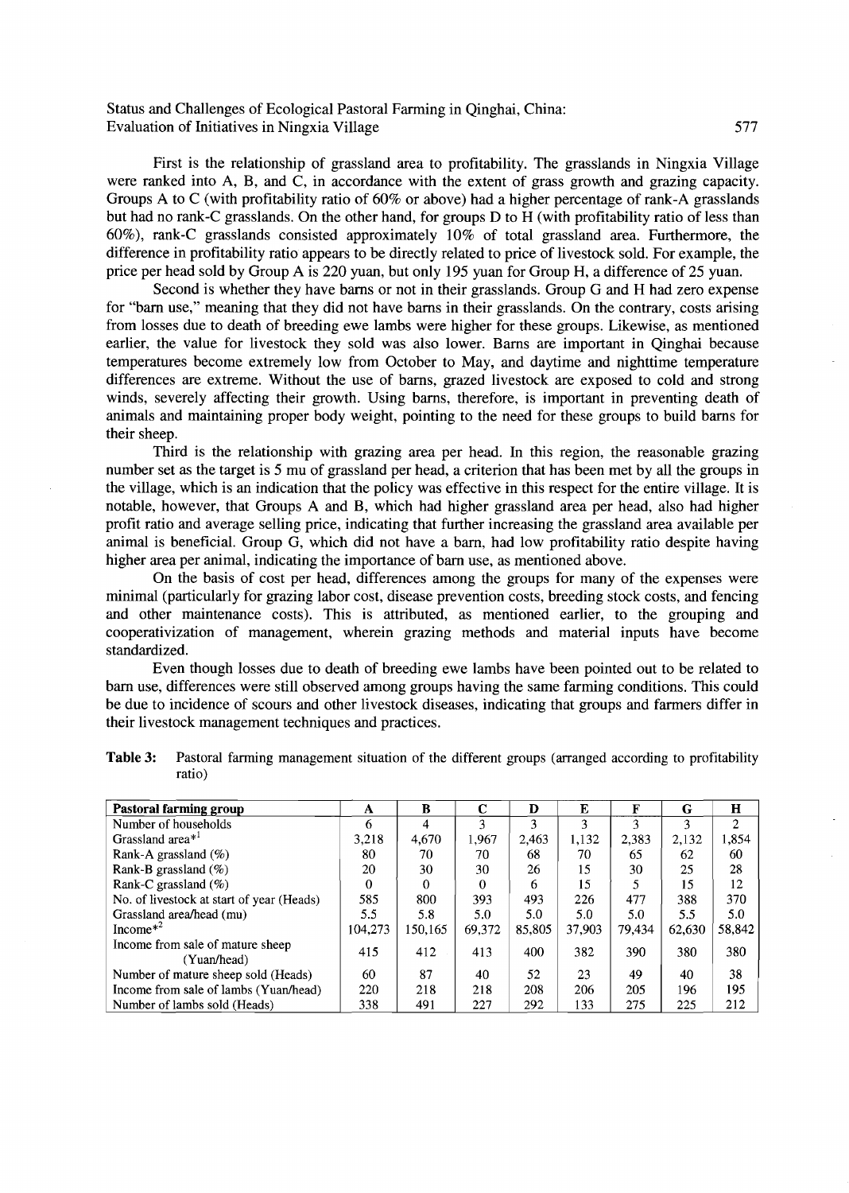First is the relationship of grassland area to profitability. The grasslands in Ningxia Village were ranked into A, B, and C, in accordance with the extent of grass growth and grazing capacity. Groups A to C (with profitability ratio of 60% or above) had a higher percentage of rank-A grasslands but had no rank-C grasslands. On the other hand, for groups D to H (with profitability ratio of less than 60%), rank-C grasslands consisted approximately 10% of total grassland area. Furthermore, the difference in profitability ratio appears to be directly related to price of livestock sold. For example, the price per head sold by Group A is 220 yuan, but only 195 yuan for Group H, a difference of 25 yuan.

Second is whether they have barns or not in their grasslands. Group G and H had zero expense for "barn use," meaning that they did not have barns in their grasslands. On the contrary, costs arising from losses due to death of breeding ewe lambs were higher for these groups. Likewise, as mentioned earlier, the value for livestock they sold was also lower. Barns are important in Qinghai because temperatures become extremely low from October to May, and daytime and nighttime temperature differences are extreme. Without the use of barns, grazed livestock are exposed to cold and strong winds, severely affecting their growth. Using barns, therefore, is important in preventing death of animals and maintaining proper body weight, pointing to the need for these groups to build barns for their sheep.

Third is the relationship with grazing area per head. In this region, the reasonable grazing number set as the target is 5 mu of grassland per head, a criterion that has been met by all the groups in the village, which is an indication that the policy was effective in this respect for the entire village. It is notable, however, that Groups A and B, which had higher grassland area per head, also had higher profit ratio and average selling price, indicating that further increasing the grassland area available per animal is beneficial. Group G, which did not have a barn, had low profitability ratio despite having higher area per animal, indicating the importance of barn use, as mentioned above.

On the basis of cost per head, differences among the groups for many of the expenses were minimal (particularly for grazing labor cost, disease prevention costs, breeding stock costs, and fencing and other maintenance costs). This is attributed, as mentioned earlier, to the grouping and cooperativization of management, wherein grazing methods and material inputs have become standardized.

Even though losses due to death of breeding ewe lambs have been pointed out to be related to barn use, differences were still observed among groups having the same farming conditions. This could be due to incidence of scours and other livestock diseases, indicating that groups and farmers differ in their livestock management techniques and practices.

**Table 3:** Pastoral farming management situation of the different groups (arranged according to profitability ratio)

| Pastoral farming group | A | B | C | D | E | F | G | H |
|---|---|---|---|---|---|---|---|---|
| Number of households | 6 | 4 | 3 | 3 | 3 | 3 | 3 | 2 |
| Grassland area*[1] | 3,218 | 4,670 | 1,967 | 2,463 | 1,132 | 2,383 | 2,132 | 1,854 |
| Rank-A grassland (%) | 80 | 70 | 70 | 68 | 70 | 65 | 62 | 60 |
| Rank-B grassland (%) | 20 | 30 | 30 | 26 | 15 | 30 | 25 | 28 |
| Rank-C grassland (%) | 0 | 0 | 0 | 6 | 15 | 5 | 15 | 12 |
| No. of livestock at start of year (Heads) | 585 | 800 | 393 | 493 | 226 | 477 | 388 | 370 |
| Grassland area/head (mu) | 5.5 | 5.8 | 5.0 | 5.0 | 5.0 | 5.0 | 5.5 | 5.0 |
| Income*[2] | 104,273 | 150,165 | 69,372 | 85,805 | 37,903 | 79,434 | 62,630 | 58,842 |
| Income from sale of mature sheep (Yuan/head) | 415 | 412 | 413 | 400 | 382 | 390 | 380 | 380 |
| Number of mature sheep sold (Heads) | 60 | 87 | 40 | 52 | 23 | 49 | 40 | 38 |
| Income from sale of lambs (Yuan/head) | 220 | 218 | 218 | 208 | 206 | 205 | 196 | 195 |
| Number of lambs sold (Heads) | 338 | 491 | 227 | 292 | 133 | 275 | 225 | 212 |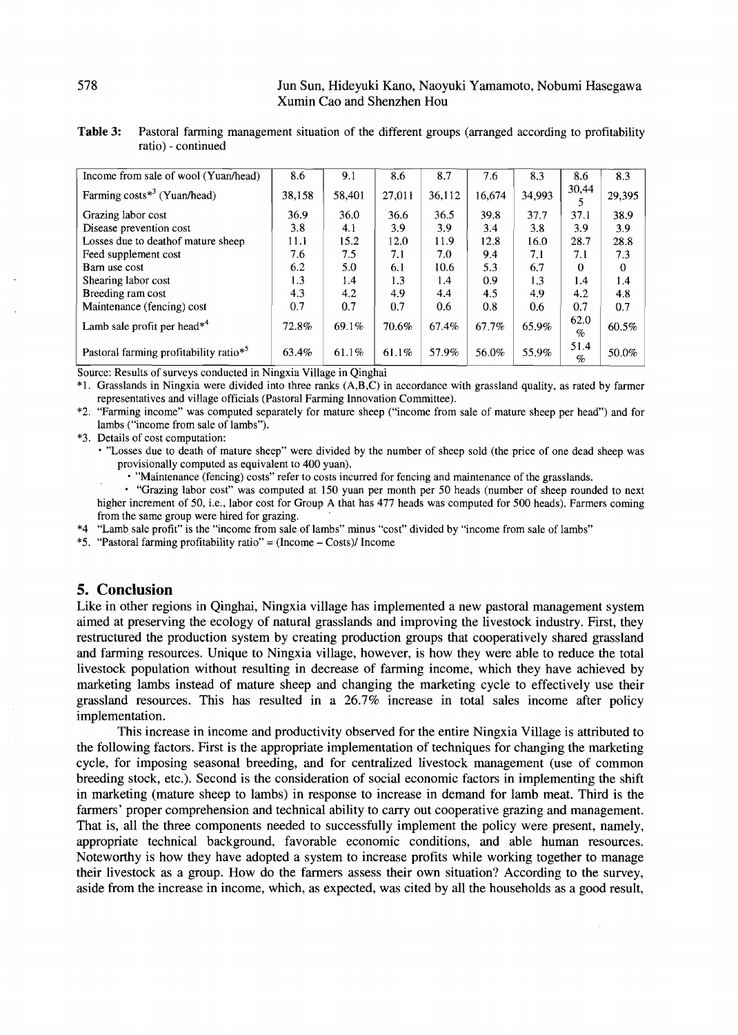**Table 3:** Pastoral farming management situation of the different groups (arranged according to profitability ratio) - continued

| | | | | | | | | |
|---|---|---|---|---|---|---|---|---|
| Income from sale of wool (Yuan/head) | 8.6 | 9.1 | 8.6 | 8.7 | 7.6 | 8.3 | 8.6 | 8.3 |
| Farming costs*[3] (Yuan/head) | 38,158 | 58,401 | 27,011 | 36,112 | 16,674 | 34,993 | 30,445 | 29,395 |
| Grazing labor cost | 36.9 | 36.0 | 36.6 | 36.5 | 39.8 | 37.7 | 37.1 | 38.9 |
| Disease prevention cost | 3.8 | 4.1 | 3.9 | 3.9 | 3.4 | 3.8 | 3.9 | 3.9 |
| Losses due to deathof mature sheep | 11.1 | 15.2 | 12.0 | 11.9 | 12.8 | 16.0 | 28.7 | 28.8 |
| Feed supplement cost | 7.6 | 7.5 | 7.1 | 7.0 | 9.4 | 7.1 | 7.1 | 7.3 |
| Barn use cost | 6.2 | 5.0 | 6.1 | 10.6 | 5.3 | 6.7 | 0 | 0 |
| Shearing labor cost | 1.3 | 1.4 | 1.3 | 1.4 | 0.9 | 1.3 | 1.4 | 1.4 |
| Breeding ram cost | 4.3 | 4.2 | 4.9 | 4.4 | 4.5 | 4.9 | 4.2 | 4.8 |
| Maintenance (fencing) cost | 0.7 | 0.7 | 0.7 | 0.6 | 0.8 | 0.6 | 0.7 | 0.7 |
| Lamb sale profit per head*[4] | 72.8% | 69.1% | 70.6% | 67.4% | 67.7% | 65.9% | 62.0% | 60.5% |
| Pastoral farming profitability ratio*[5] | 63.4% | 61.1% | 61.1% | 57.9% | 56.0% | 55.9% | 51.4% | 50.0% |

Source: Results of surveys conducted in Ningxia Village in Qinghai

*1. Grasslands in Ningxia were divided into three ranks (A,B,C) in accordance with grassland quality, as rated by farmer representatives and village officials (Pastoral Farming Innovation Committee).

*2. "Farming income" was computed separately for mature sheep ("income from sale of mature sheep per head") and for lambs ("income from sale of lambs").

*3. Details of cost computation:

- "Losses due to death of mature sheep" were divided by the number of sheep sold (the price of one dead sheep was provisionally computed as equivalent to 400 yuan).
- "Maintenance (fencing) costs" refer to costs incurred for fencing and maintenance of the grasslands.
- "Grazing labor cost" was computed at 150 yuan per month per 50 heads (number of sheep rounded to next higher increment of 50, i.e., labor cost for Group A that has 477 heads was computed for 500 heads). Farmers coming from the same group were hired for grazing.

*4 "Lamb sale profit" is the "income from sale of lambs" minus "cost" divided by "income from sale of lambs"

*5. "Pastoral farming profitability ratio" = (Income – Costs)/ Income

## 5. Conclusion

Like in other regions in Qinghai, Ningxia village has implemented a new pastoral management system aimed at preserving the ecology of natural grasslands and improving the livestock industry. First, they restructured the production system by creating production groups that cooperatively shared grassland and farming resources. Unique to Ningxia village, however, is how they were able to reduce the total livestock population without resulting in decrease of farming income, which they have achieved by marketing lambs instead of mature sheep and changing the marketing cycle to effectively use their grassland resources. This has resulted in a 26.7% increase in total sales income after policy implementation.

This increase in income and productivity observed for the entire Ningxia Village is attributed to the following factors. First is the appropriate implementation of techniques for changing the marketing cycle, for imposing seasonal breeding, and for centralized livestock management (use of common breeding stock, etc.). Second is the consideration of social economic factors in implementing the shift in marketing (mature sheep to lambs) in response to increase in demand for lamb meat. Third is the farmers' proper comprehension and technical ability to carry out cooperative grazing and management. That is, all the three components needed to successfully implement the policy were present, namely, appropriate technical background, favorable economic conditions, and able human resources. Noteworthy is how they have adopted a system to increase profits while working together to manage their livestock as a group. How do the farmers assess their own situation? According to the survey, aside from the increase in income, which, as expected, was cited by all the households as a good result,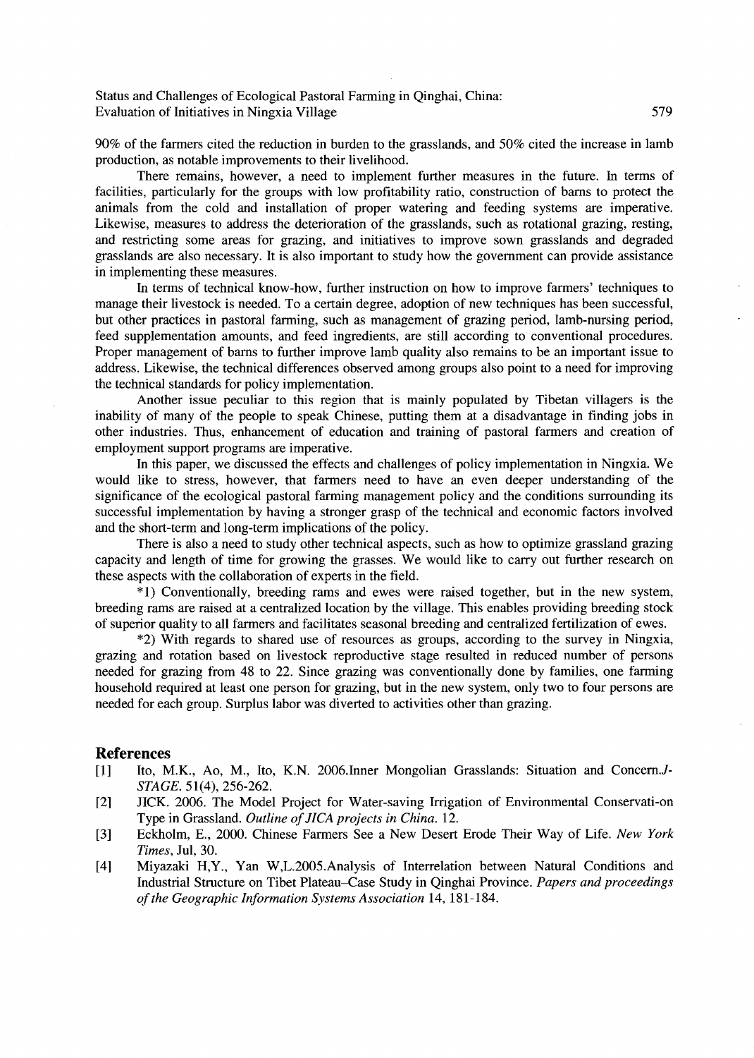90% of the farmers cited the reduction in burden to the grasslands, and 50% cited the increase in lamb production, as notable improvements to their livelihood.

There remains, however, a need to implement further measures in the future. In terms of facilities, particularly for the groups with low profitability ratio, construction of barns to protect the animals from the cold and installation of proper watering and feeding systems are imperative. Likewise, measures to address the deterioration of the grasslands, such as rotational grazing, resting, and restricting some areas for grazing, and initiatives to improve sown grasslands and degraded grasslands are also necessary. It is also important to study how the government can provide assistance in implementing these measures.

In terms of technical know-how, further instruction on how to improve farmers' techniques to manage their livestock is needed. To a certain degree, adoption of new techniques has been successful, but other practices in pastoral farming, such as management of grazing period, lamb-nursing period, feed supplementation amounts, and feed ingredients, are still according to conventional procedures. Proper management of barns to further improve lamb quality also remains to be an important issue to address. Likewise, the technical differences observed among groups also point to a need for improving the technical standards for policy implementation.

Another issue peculiar to this region that is mainly populated by Tibetan villagers is the inability of many of the people to speak Chinese, putting them at a disadvantage in finding jobs in other industries. Thus, enhancement of education and training of pastoral farmers and creation of employment support programs are imperative.

In this paper, we discussed the effects and challenges of policy implementation in Ningxia. We would like to stress, however, that farmers need to have an even deeper understanding of the significance of the ecological pastoral farming management policy and the conditions surrounding its successful implementation by having a stronger grasp of the technical and economic factors involved and the short-term and long-term implications of the policy.

There is also a need to study other technical aspects, such as how to optimize grassland grazing capacity and length of time for growing the grasses. We would like to carry out further research on these aspects with the collaboration of experts in the field.

*1) Conventionally, breeding rams and ewes were raised together, but in the new system, breeding rams are raised at a centralized location by the village. This enables providing breeding stock of superior quality to all farmers and facilitates seasonal breeding and centralized fertilization of ewes.

*2) With regards to shared use of resources as groups, according to the survey in Ningxia, grazing and rotation based on livestock reproductive stage resulted in reduced number of persons needed for grazing from 48 to 22. Since grazing was conventionally done by families, one farming household required at least one person for grazing, but in the new system, only two to four persons are needed for each group. Surplus labor was diverted to activities other than grazing.

## References

[1] Ito, M.K., Ao, M., Ito, K.N. 2006.Inner Mongolian Grasslands: Situation and Concern.*J-STAGE*. 51(4), 256-262.

[2] JICK. 2006. The Model Project for Water-saving Irrigation of Environmental Conservati-on Type in Grassland. *Outline of JICA projects in China*. 12.

[3] Eckholm, E., 2000. Chinese Farmers See a New Desert Erode Their Way of Life. *New York Times*, Jul, 30.

[4] Miyazaki H,Y., Yan W,L.2005.Analysis of Interrelation between Natural Conditions and Industrial Structure on Tibet Plateau–Case Study in Qinghai Province. *Papers and proceedings of the Geographic Information Systems Association* 14, 181-184.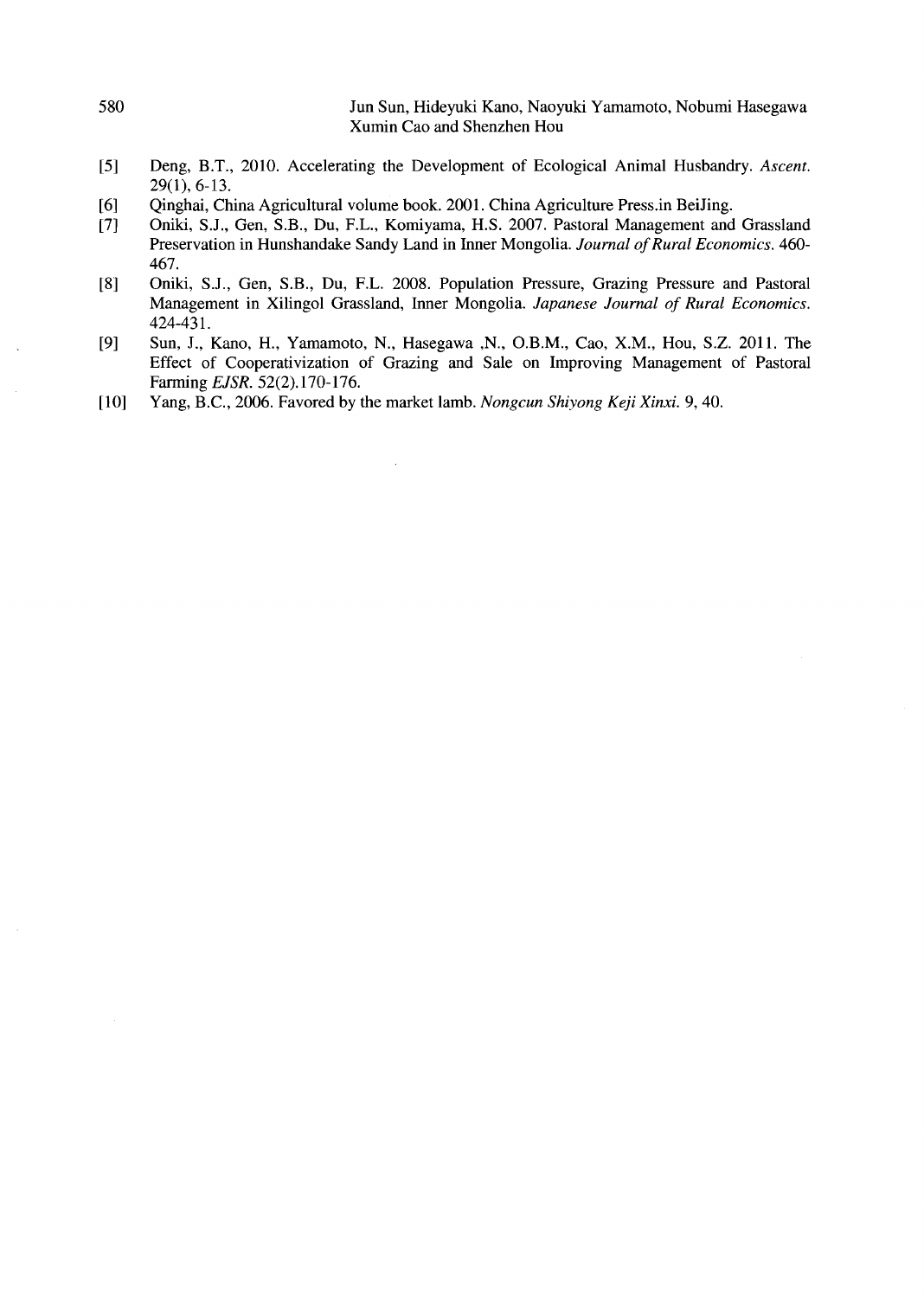[5] Deng, B.T., 2010. Accelerating the Development of Ecological Animal Husbandry. *Ascent.* 29(1), 6-13.

[6] Qinghai, China Agricultural volume book. 2001. China Agriculture Press.in BeiJing.

[7] Oniki, S.J., Gen, S.B., Du, F.L., Komiyama, H.S. 2007. Pastoral Management and Grassland Preservation in Hunshandake Sandy Land in Inner Mongolia. *Journal of Rural Economics.* 460-467.

[8] Oniki, S.J., Gen, S.B., Du, F.L. 2008. Population Pressure, Grazing Pressure and Pastoral Management in Xilingol Grassland, Inner Mongolia. *Japanese Journal of Rural Economics.* 424-431.

[9] Sun, J., Kano, H., Yamamoto, N., Hasegawa ,N., O.B.M., Cao, X.M., Hou, S.Z. 2011. The Effect of Cooperativization of Grazing and Sale on Improving Management of Pastoral Farming *EJSR.* 52(2).170-176.

[10] Yang, B.C., 2006. Favored by the market lamb. *Nongcun Shiyong Keji Xinxi.* 9, 40.